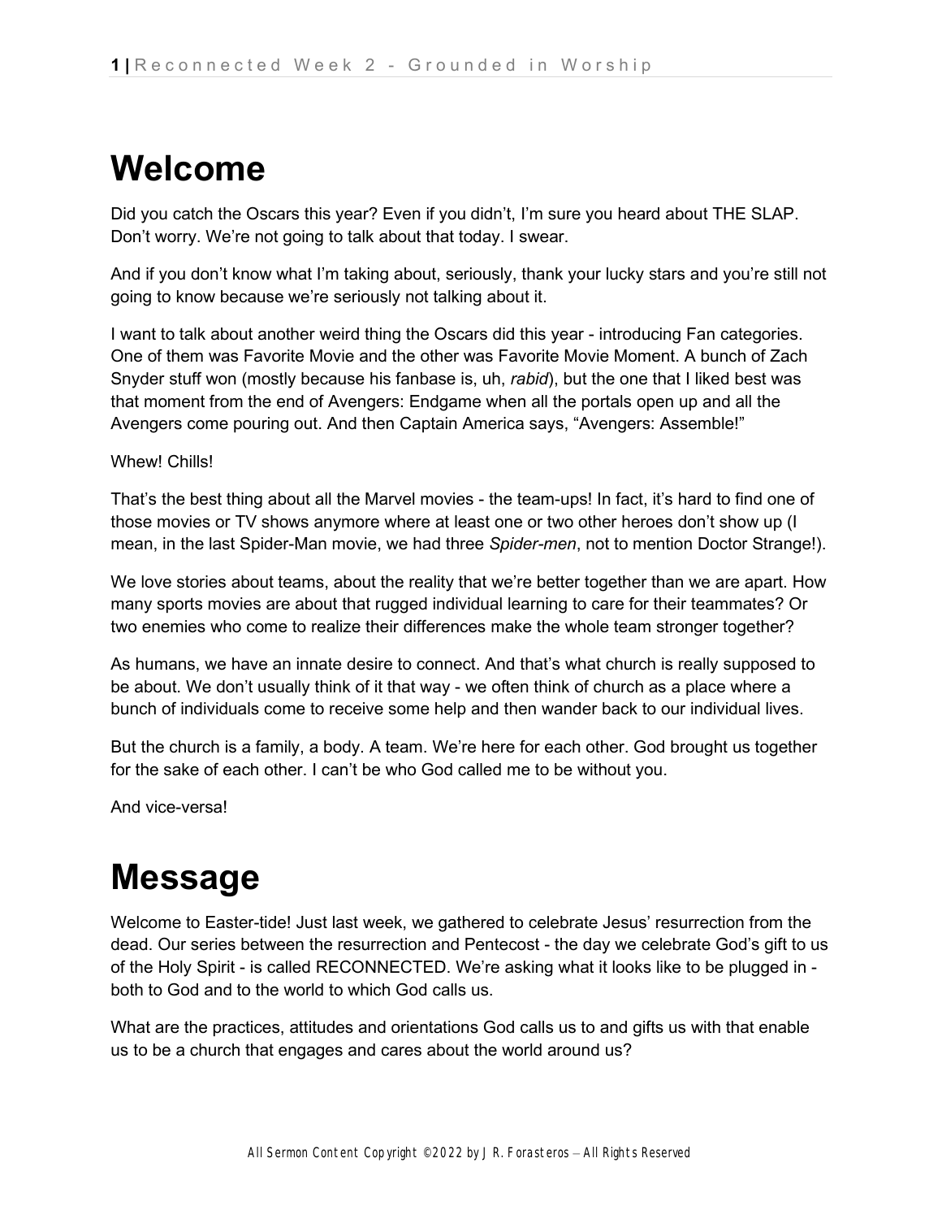# Welcome

Did you catch the Oscars this year? Even if you didn't, I'm sure you heard about THE SLAP. Don't worry. We're not going to talk about that today. I swear.

And if you don't know what I'm taking about, seriously, thank your lucky stars and you're still not going to know because we're seriously not talking about it.

I want to talk about another weird thing the Oscars did this year - introducing Fan categories. One of them was Favorite Movie and the other was Favorite Movie Moment. A bunch of Zach Snyder stuff won (mostly because his fanbase is, uh, *rabid*), but the one that I liked best was that moment from the end of Avengers: Endgame when all the portals open up and all the Avengers come pouring out. And then Captain America says, "Avengers: Assemble!"

Whew! Chills!

That's the best thing about all the Marvel movies - the team-ups! In fact, it's hard to find one of those movies or TV shows anymore where at least one or two other heroes don't show up (I mean, in the last Spider-Man movie, we had three *Spider-men*, not to mention Doctor Strange!).

We love stories about teams, about the reality that we're better together than we are apart. How many sports movies are about that rugged individual learning to care for their teammates? Or two enemies who come to realize their differences make the whole team stronger together?

As humans, we have an innate desire to connect. And that's what church is really supposed to be about. We don't usually think of it that way - we often think of church as a place where a bunch of individuals come to receive some help and then wander back to our individual lives.

But the church is a family, a body. A team. We're here for each other. God brought us together for the sake of each other. I can't be who God called me to be without you.

And vice-versa!

# Message

Welcome to Easter-tide! Just last week, we gathered to celebrate Jesus' resurrection from the dead. Our series between the resurrection and Pentecost - the day we celebrate God's gift to us of the Holy Spirit - is called RECONNECTED. We're asking what it looks like to be plugged in - both to God and to the world to which God calls us.

What are the practices, attitudes and orientations God calls us to and gifts us with that enable us to be a church that engages and cares about the world around us?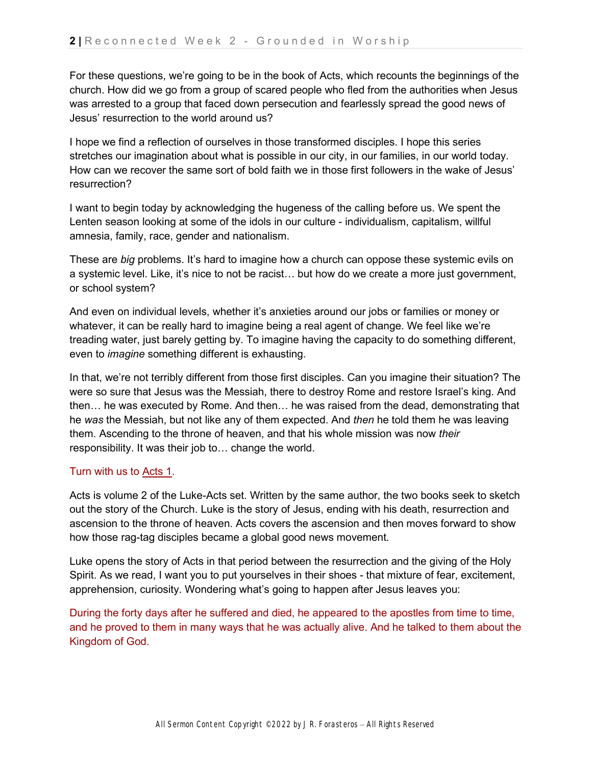For these questions, we're going to be in the book of Acts, which recounts the beginnings of the church. How did we go from a group of scared people who fled from the authorities when Jesus was arrested to a group that faced down persecution and fearlessly spread the good news of Jesus' resurrection to the world around us?

I hope we find a reflection of ourselves in those transformed disciples. I hope this series stretches our imagination about what is possible in our city, in our families, in our world today. How can we recover the same sort of bold faith we in those first followers in the wake of Jesus' resurrection?

I want to begin today by acknowledging the hugeness of the calling before us. We spent the Lenten season looking at some of the idols in our culture - individualism, capitalism, willful amnesia, family, race, gender and nationalism.

These are *big* problems. It's hard to imagine how a church can oppose these systemic evils on a systemic level. Like, it's nice to not be racist… but how do we create a more just government, or school system?

And even on individual levels, whether it's anxieties around our jobs or families or money or whatever, it can be really hard to imagine being a real agent of change. We feel like we're treading water, just barely getting by. To imagine having the capacity to do something different, even to *imagine* something different is exhausting.

In that, we're not terribly different from those first disciples. Can you imagine their situation? The were so sure that Jesus was the Messiah, there to destroy Rome and restore Israel's king. And then… he was executed by Rome. And then… he was raised from the dead, demonstrating that he *was* the Messiah, but not like any of them expected. And *then* he told them he was leaving them. Ascending to the throne of heaven, and that his whole mission was now *their* responsibility. It was their job to… change the world.

Turn with us to Acts 1.

Acts is volume 2 of the Luke-Acts set. Written by the same author, the two books seek to sketch out the story of the Church. Luke is the story of Jesus, ending with his death, resurrection and ascension to the throne of heaven. Acts covers the ascension and then moves forward to show how those rag-tag disciples became a global good news movement.

Luke opens the story of Acts in that period between the resurrection and the giving of the Holy Spirit. As we read, I want you to put yourselves in their shoes - that mixture of fear, excitement, apprehension, curiosity. Wondering what's going to happen after Jesus leaves you:

During the forty days after he suffered and died, he appeared to the apostles from time to time, and he proved to them in many ways that he was actually alive. And he talked to them about the Kingdom of God.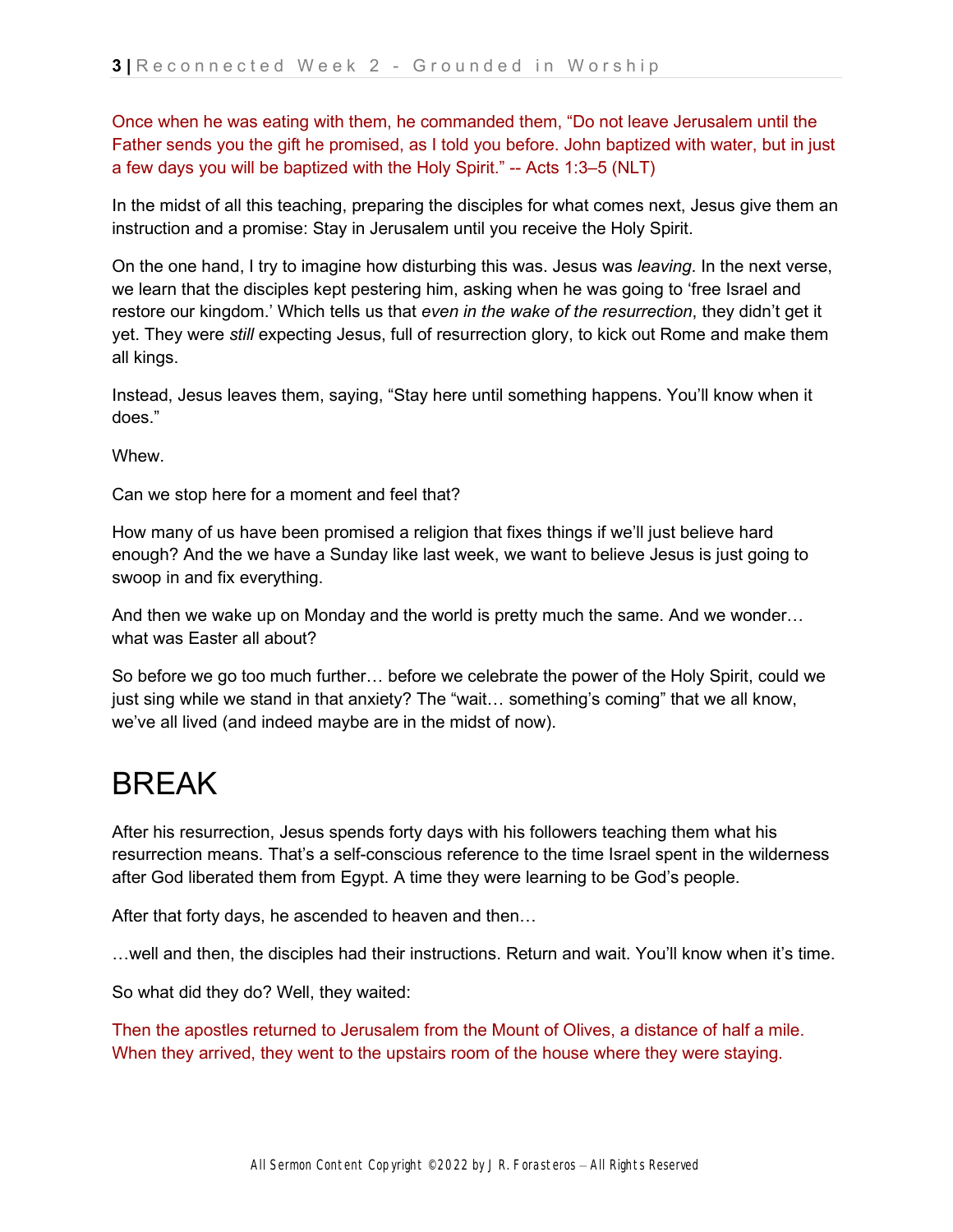Once when he was eating with them, he commanded them, "Do not leave Jerusalem until the Father sends you the gift he promised, as I told you before. John baptized with water, but in just a few days you will be baptized with the Holy Spirit." -- Acts 1:3–5 (NLT)

In the midst of all this teaching, preparing the disciples for what comes next, Jesus give them an instruction and a promise: Stay in Jerusalem until you receive the Holy Spirit.

On the one hand, I try to imagine how disturbing this was. Jesus was *leaving*. In the next verse, we learn that the disciples kept pestering him, asking when he was going to 'free Israel and restore our kingdom.' Which tells us that *even in the wake of the resurrection*, they didn't get it yet. They were *still* expecting Jesus, full of resurrection glory, to kick out Rome and make them all kings.

Instead, Jesus leaves them, saying, "Stay here until something happens. You'll know when it does."

Whew.

Can we stop here for a moment and feel that?

How many of us have been promised a religion that fixes things if we'll just believe hard enough? And the we have a Sunday like last week, we want to believe Jesus is just going to swoop in and fix everything.

And then we wake up on Monday and the world is pretty much the same. And we wonder… what was Easter all about?

So before we go too much further… before we celebrate the power of the Holy Spirit, could we just sing while we stand in that anxiety? The "wait… something's coming" that we all know, we've all lived (and indeed maybe are in the midst of now).

# BREAK

After his resurrection, Jesus spends forty days with his followers teaching them what his resurrection means. That's a self-conscious reference to the time Israel spent in the wilderness after God liberated them from Egypt. A time they were learning to be God's people.

After that forty days, he ascended to heaven and then…

…well and then, the disciples had their instructions. Return and wait. You'll know when it's time.

So what did they do? Well, they waited:

Then the apostles returned to Jerusalem from the Mount of Olives, a distance of half a mile. When they arrived, they went to the upstairs room of the house where they were staying.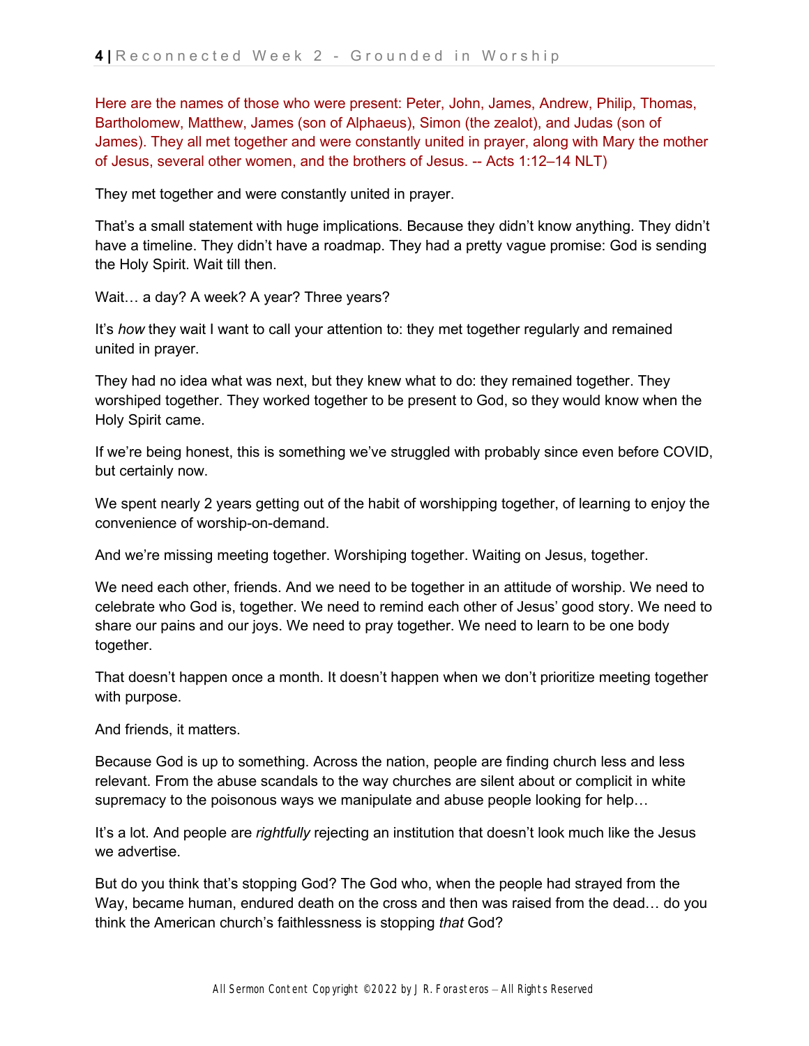Here are the names of those who were present: Peter, John, James, Andrew, Philip, Thomas, Bartholomew, Matthew, James (son of Alphaeus), Simon (the zealot), and Judas (son of James). They all met together and were constantly united in prayer, along with Mary the mother of Jesus, several other women, and the brothers of Jesus. -- Acts 1:12–14 NLT)

They met together and were constantly united in prayer.

That's a small statement with huge implications. Because they didn't know anything. They didn't have a timeline. They didn't have a roadmap. They had a pretty vague promise: God is sending the Holy Spirit. Wait till then.

Wait… a day? A week? A year? Three years?

It's *how* they wait I want to call your attention to: they met together regularly and remained united in prayer.

They had no idea what was next, but they knew what to do: they remained together. They worshiped together. They worked together to be present to God, so they would know when the Holy Spirit came.

If we're being honest, this is something we've struggled with probably since even before COVID, but certainly now.

We spent nearly 2 years getting out of the habit of worshipping together, of learning to enjoy the convenience of worship-on-demand.

And we're missing meeting together. Worshiping together. Waiting on Jesus, together.

We need each other, friends. And we need to be together in an attitude of worship. We need to celebrate who God is, together. We need to remind each other of Jesus' good story. We need to share our pains and our joys. We need to pray together. We need to learn to be one body together.

That doesn't happen once a month. It doesn't happen when we don't prioritize meeting together with purpose.

And friends, it matters.

Because God is up to something. Across the nation, people are finding church less and less relevant. From the abuse scandals to the way churches are silent about or complicit in white supremacy to the poisonous ways we manipulate and abuse people looking for help…

It's a lot. And people are *rightfully* rejecting an institution that doesn't look much like the Jesus we advertise.

But do you think that's stopping God? The God who, when the people had strayed from the Way, became human, endured death on the cross and then was raised from the dead… do you think the American church's faithlessness is stopping *that* God?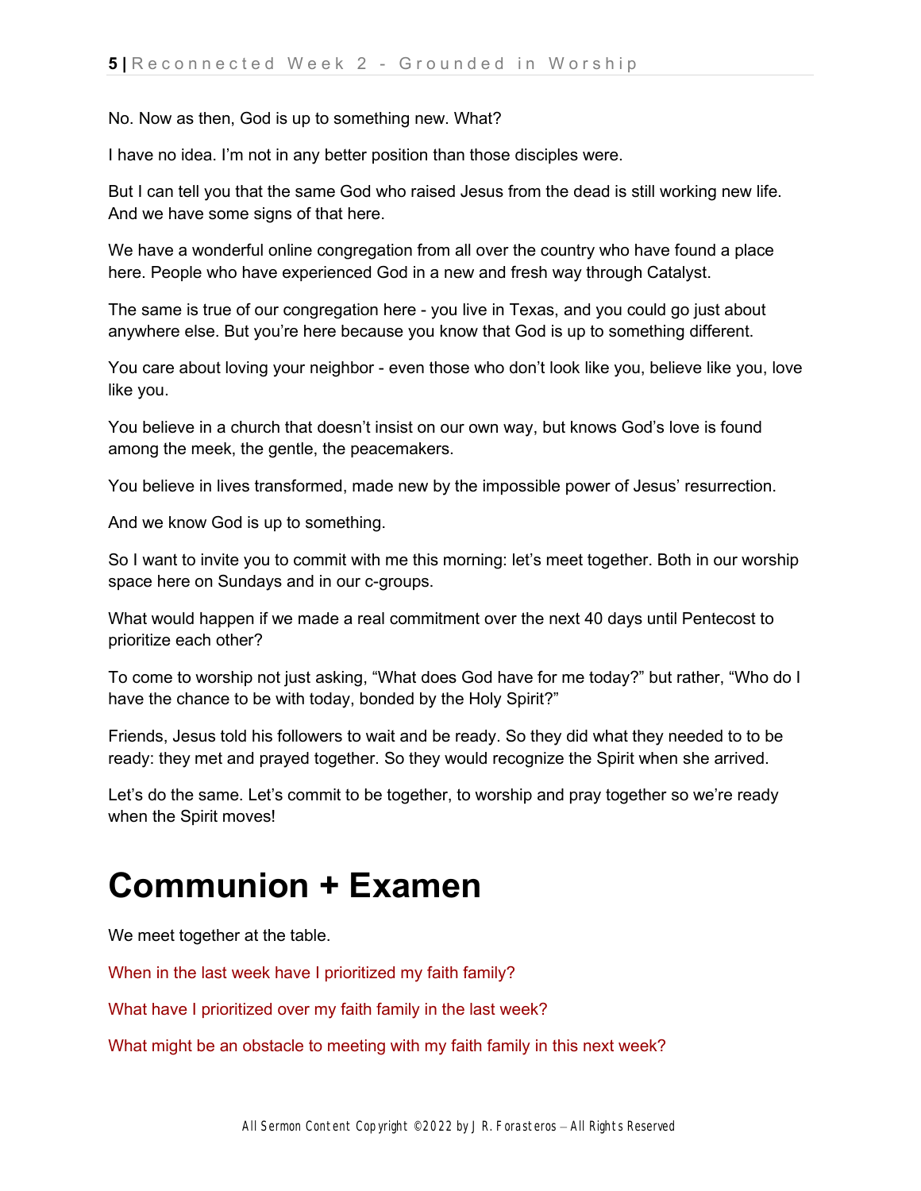No. Now as then, God is up to something new. What?

I have no idea. I'm not in any better position than those disciples were.

But I can tell you that the same God who raised Jesus from the dead is still working new life. And we have some signs of that here.

We have a wonderful online congregation from all over the country who have found a place here. People who have experienced God in a new and fresh way through Catalyst.

The same is true of our congregation here - you live in Texas, and you could go just about anywhere else. But you're here because you know that God is up to something different.

You care about loving your neighbor - even those who don't look like you, believe like you, love like you.

You believe in a church that doesn't insist on our own way, but knows God's love is found among the meek, the gentle, the peacemakers.

You believe in lives transformed, made new by the impossible power of Jesus' resurrection.

And we know God is up to something.

So I want to invite you to commit with me this morning: let's meet together. Both in our worship space here on Sundays and in our c-groups.

What would happen if we made a real commitment over the next 40 days until Pentecost to prioritize each other?

To come to worship not just asking, "What does God have for me today?" but rather, "Who do I have the chance to be with today, bonded by the Holy Spirit?"

Friends, Jesus told his followers to wait and be ready. So they did what they needed to to be ready: they met and prayed together. So they would recognize the Spirit when she arrived.

Let's do the same. Let's commit to be together, to worship and pray together so we're ready when the Spirit moves!

# Communion + Examen

We meet together at the table.

When in the last week have I prioritized my faith family?

What have I prioritized over my faith family in the last week?

What might be an obstacle to meeting with my faith family in this next week?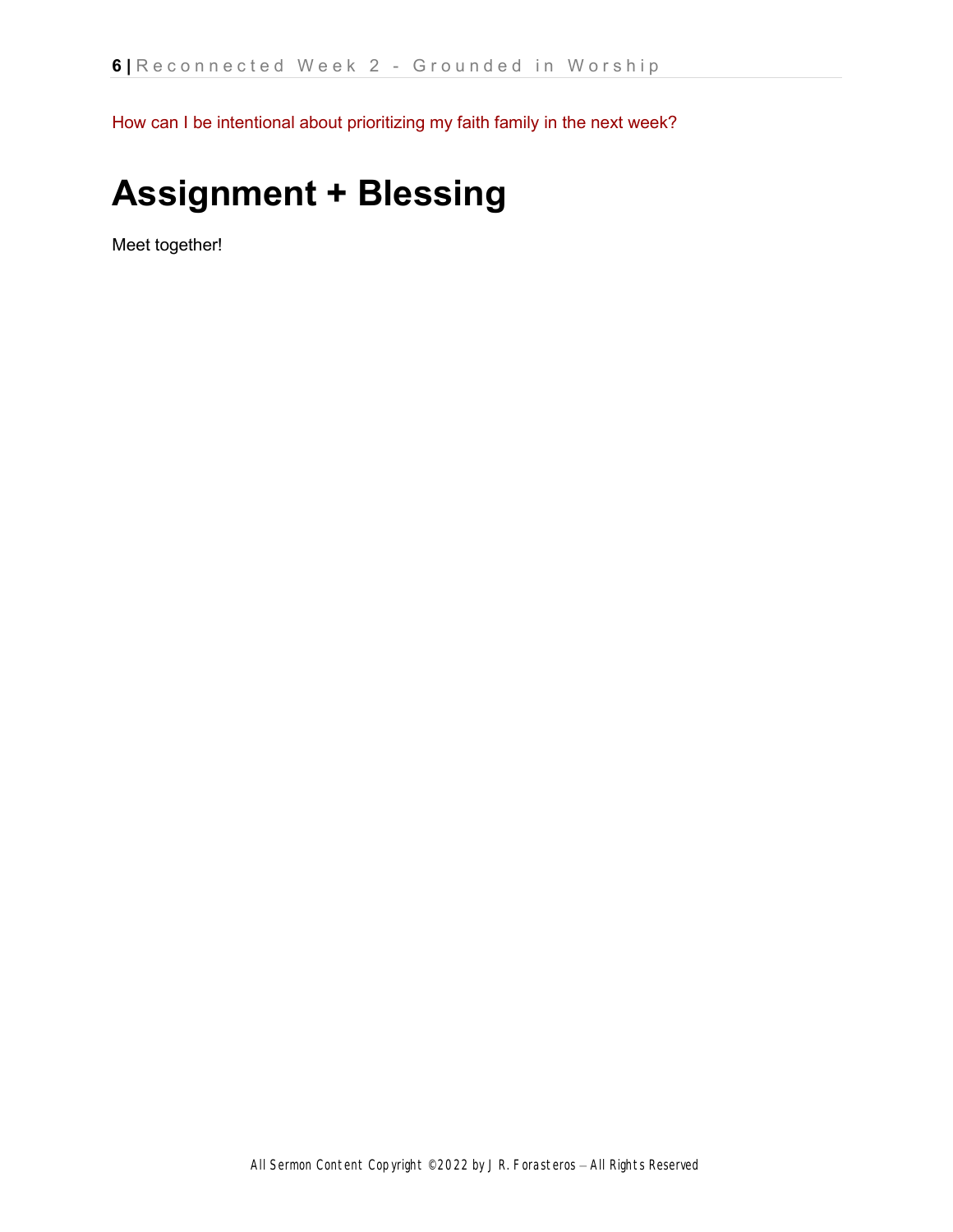How can I be intentional about prioritizing my faith family in the next week?

# Assignment + Blessing

Meet together!